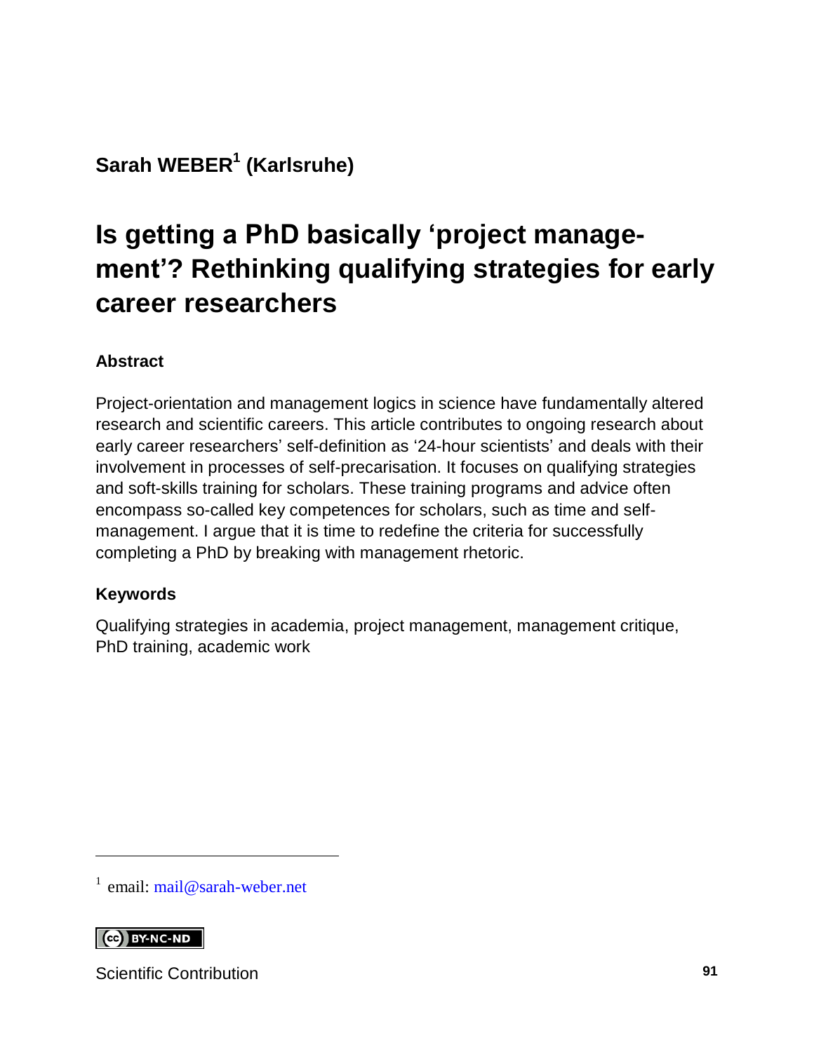**Sarah WEBER[1] (Karlsruhe)**

# Is getting a PhD basically 'project management'? Rethinking qualifying strategies for early career researchers

### Abstract

Project-orientation and management logics in science have fundamentally altered research and scientific careers. This article contributes to ongoing research about early career researchers' self-definition as '24-hour scientists' and deals with their involvement in processes of self-precarisation. It focuses on qualifying strategies and soft-skills training for scholars. These training programs and advice often encompass so-called key competences for scholars, such as time and self-management. I argue that it is time to redefine the criteria for successfully completing a PhD by breaking with management rhetoric.

### Keywords

Qualifying strategies in academia, project management, management critique, PhD training, academic work

---

[1] email: mail@sarah-weber.net

BY-NC-ND

Scientific Contribution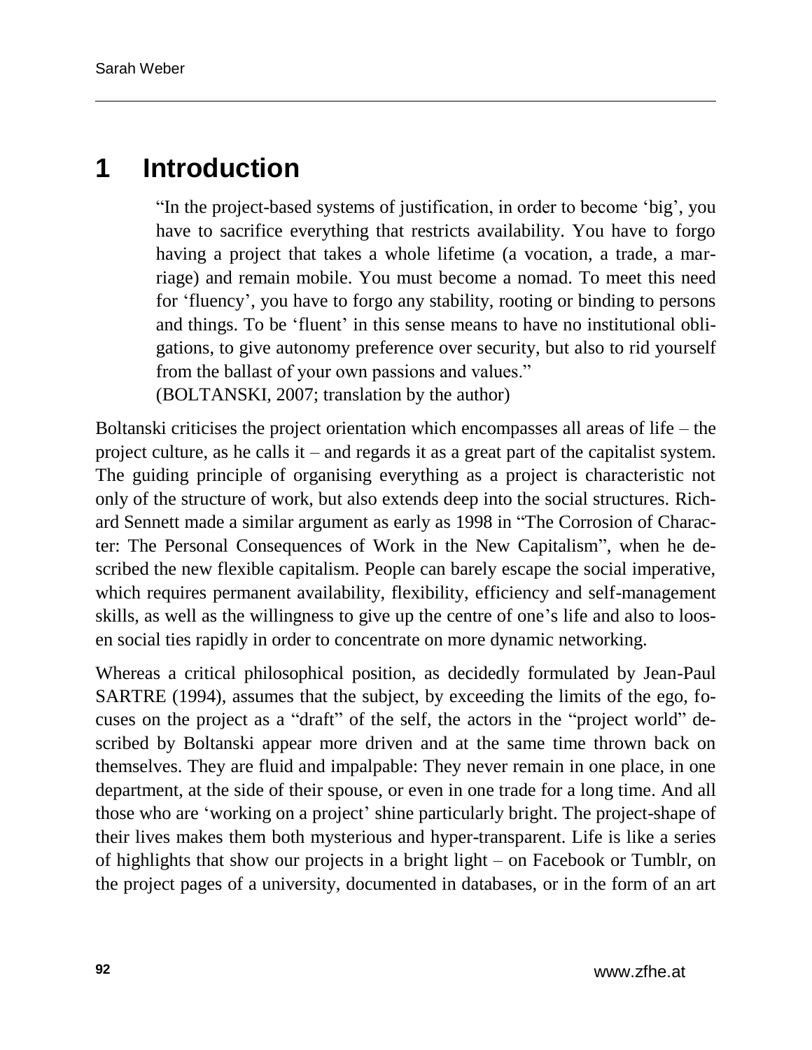# 1 Introduction

> "In the project-based systems of justification, in order to become 'big', you have to sacrifice everything that restricts availability. You have to forgo having a project that takes a whole lifetime (a vocation, a trade, a marriage) and remain mobile. You must become a nomad. To meet this need for 'fluency', you have to forgo any stability, rooting or binding to persons and things. To be 'fluent' in this sense means to have no institutional obligations, to give autonomy preference over security, but also to rid yourself from the ballast of your own passions and values."
> (BOLTANSKI, 2007; translation by the author)

Boltanski criticises the project orientation which encompasses all areas of life – the project culture, as he calls it – and regards it as a great part of the capitalist system. The guiding principle of organising everything as a project is characteristic not only of the structure of work, but also extends deep into the social structures. Richard Sennett made a similar argument as early as 1998 in "The Corrosion of Character: The Personal Consequences of Work in the New Capitalism", when he described the new flexible capitalism. People can barely escape the social imperative, which requires permanent availability, flexibility, efficiency and self-management skills, as well as the willingness to give up the centre of one's life and also to loosen social ties rapidly in order to concentrate on more dynamic networking.

Whereas a critical philosophical position, as decidedly formulated by Jean-Paul SARTRE (1994), assumes that the subject, by exceeding the limits of the ego, focuses on the project as a "draft" of the self, the actors in the "project world" described by Boltanski appear more driven and at the same time thrown back on themselves. They are fluid and impalpable: They never remain in one place, in one department, at the side of their spouse, or even in one trade for a long time. And all those who are 'working on a project' shine particularly bright. The project-shape of their lives makes them both mysterious and hyper-transparent. Life is like a series of highlights that show our projects in a bright light – on Facebook or Tumblr, on the project pages of a university, documented in databases, or in the form of an art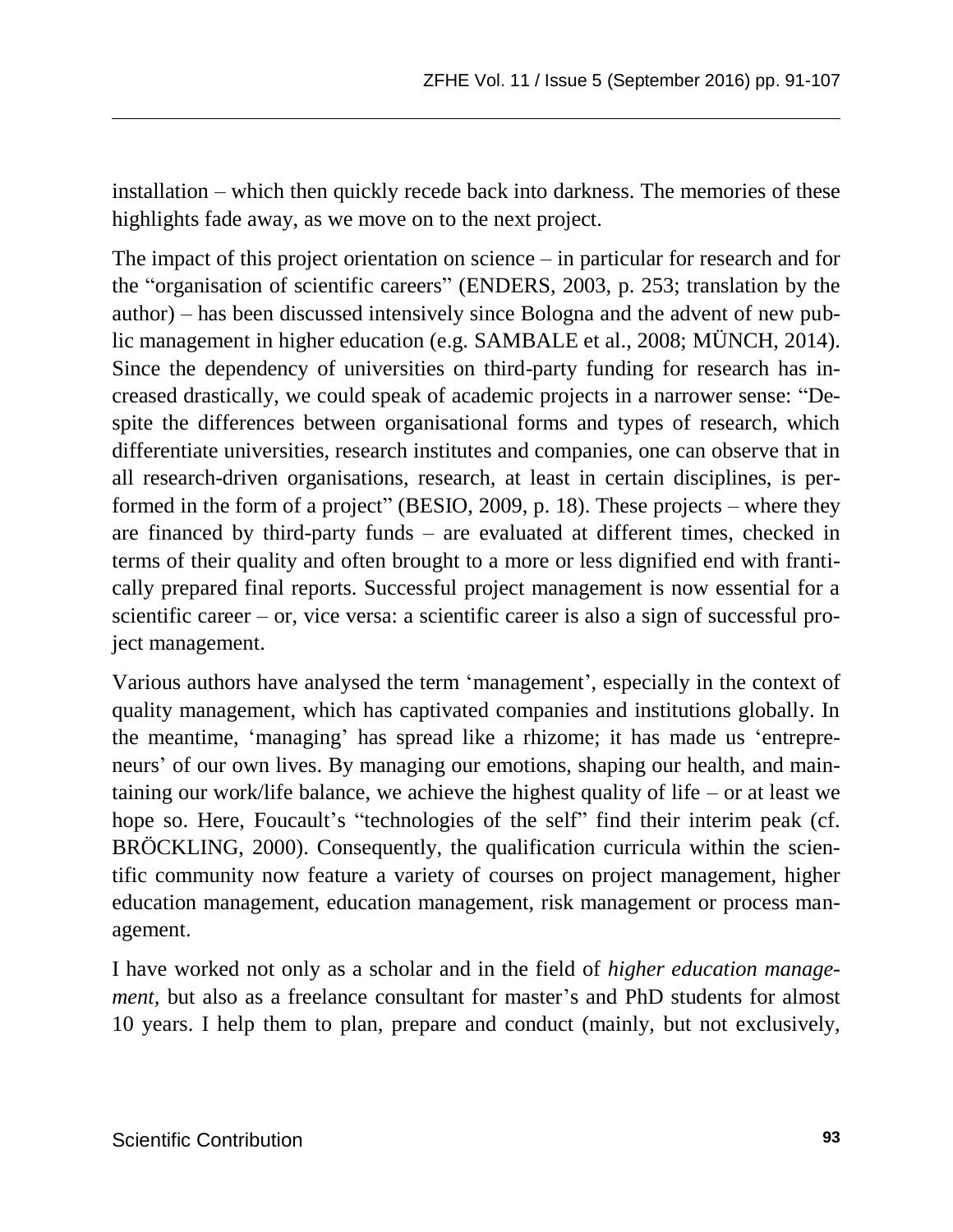installation – which then quickly recede back into darkness. The memories of these highlights fade away, as we move on to the next project.

The impact of this project orientation on science – in particular for research and for the "organisation of scientific careers" (ENDERS, 2003, p. 253; translation by the author) – has been discussed intensively since Bologna and the advent of new public management in higher education (e.g. SAMBALE et al., 2008; MÜNCH, 2014). Since the dependency of universities on third-party funding for research has increased drastically, we could speak of academic projects in a narrower sense: "Despite the differences between organisational forms and types of research, which differentiate universities, research institutes and companies, one can observe that in all research-driven organisations, research, at least in certain disciplines, is performed in the form of a project" (BESIO, 2009, p. 18). These projects – where they are financed by third-party funds – are evaluated at different times, checked in terms of their quality and often brought to a more or less dignified end with frantically prepared final reports. Successful project management is now essential for a scientific career – or, vice versa: a scientific career is also a sign of successful project management.

Various authors have analysed the term 'management', especially in the context of quality management, which has captivated companies and institutions globally. In the meantime, 'managing' has spread like a rhizome; it has made us 'entrepreneurs' of our own lives. By managing our emotions, shaping our health, and maintaining our work/life balance, we achieve the highest quality of life – or at least we hope so. Here, Foucault's "technologies of the self" find their interim peak (cf. BRÖCKLING, 2000). Consequently, the qualification curricula within the scientific community now feature a variety of courses on project management, higher education management, education management, risk management or process management.

I have worked not only as a scholar and in the field of *higher education management,* but also as a freelance consultant for master's and PhD students for almost 10 years. I help them to plan, prepare and conduct (mainly, but not exclusively,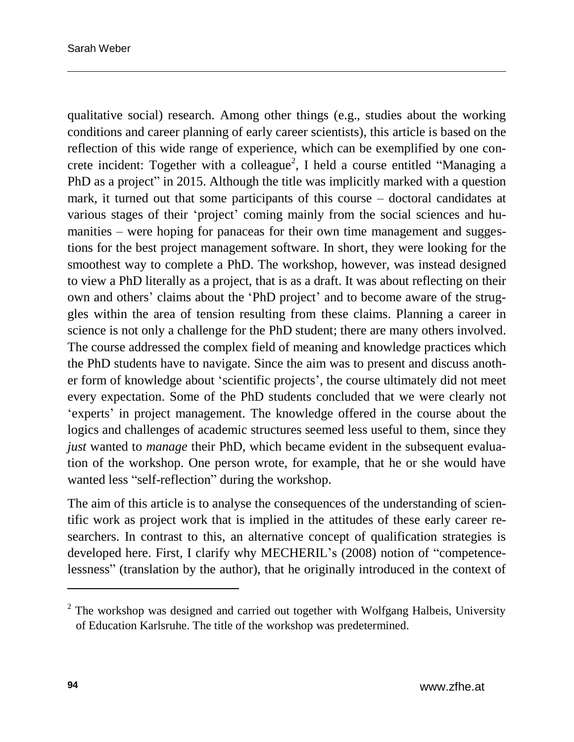qualitative social) research. Among other things (e.g., studies about the working conditions and career planning of early career scientists), this article is based on the reflection of this wide range of experience, which can be exemplified by one concrete incident: Together with a colleague[2], I held a course entitled "Managing a PhD as a project" in 2015. Although the title was implicitly marked with a question mark, it turned out that some participants of this course – doctoral candidates at various stages of their 'project' coming mainly from the social sciences and humanities – were hoping for panaceas for their own time management and suggestions for the best project management software. In short, they were looking for the smoothest way to complete a PhD. The workshop, however, was instead designed to view a PhD literally as a project, that is as a draft. It was about reflecting on their own and others' claims about the 'PhD project' and to become aware of the struggles within the area of tension resulting from these claims. Planning a career in science is not only a challenge for the PhD student; there are many others involved. The course addressed the complex field of meaning and knowledge practices which the PhD students have to navigate. Since the aim was to present and discuss another form of knowledge about 'scientific projects', the course ultimately did not meet every expectation. Some of the PhD students concluded that we were clearly not 'experts' in project management. The knowledge offered in the course about the logics and challenges of academic structures seemed less useful to them, since they *just* wanted to *manage* their PhD, which became evident in the subsequent evaluation of the workshop. One person wrote, for example, that he or she would have wanted less "self-reflection" during the workshop.

The aim of this article is to analyse the consequences of the understanding of scientific work as project work that is implied in the attitudes of these early career researchers. In contrast to this, an alternative concept of qualification strategies is developed here. First, I clarify why MECHERIL's (2008) notion of "competencelessness" (translation by the author), that he originally introduced in the context of

[2] The workshop was designed and carried out together with Wolfgang Halbeis, University of Education Karlsruhe. The title of the workshop was predetermined.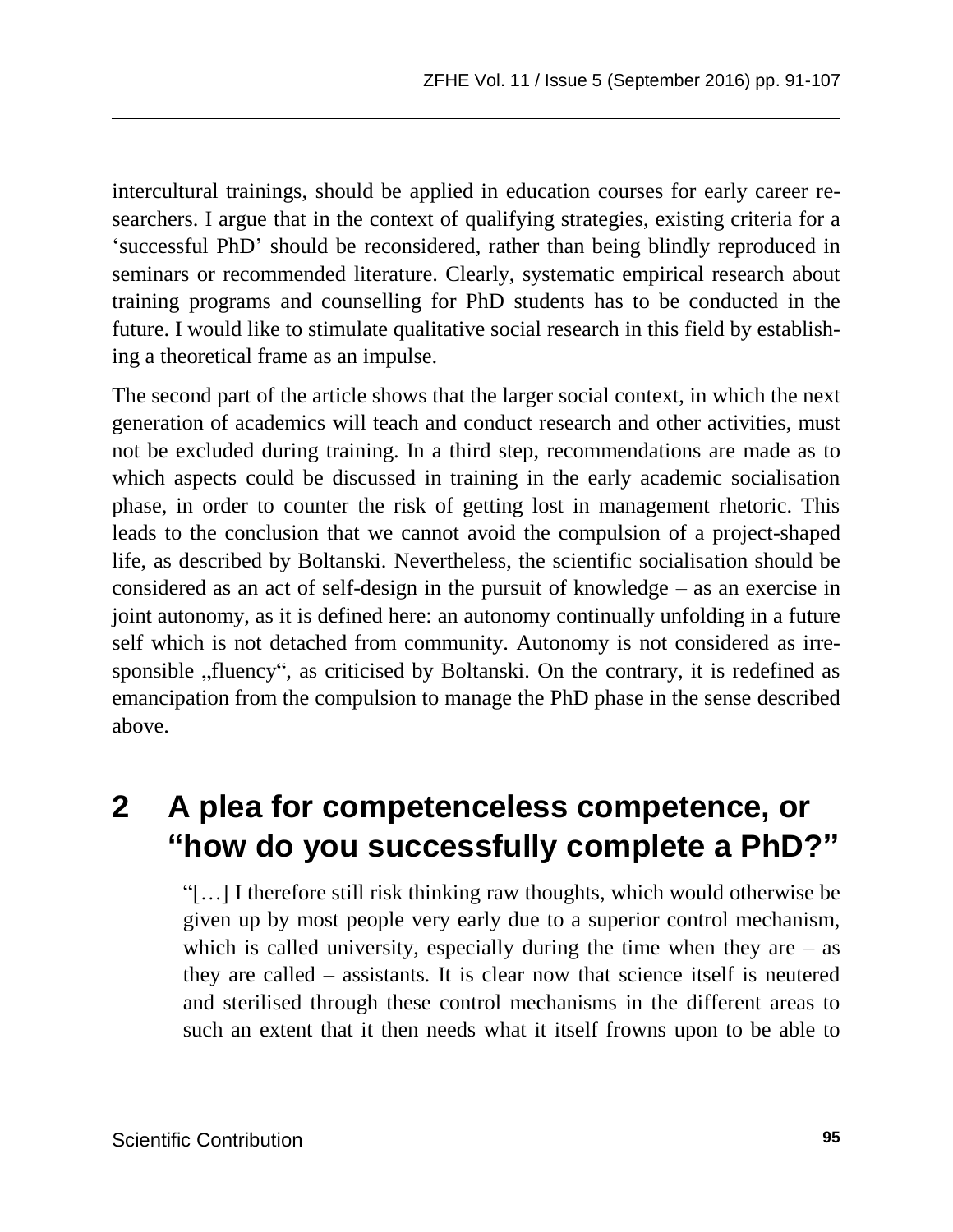intercultural trainings, should be applied in education courses for early career researchers. I argue that in the context of qualifying strategies, existing criteria for a ‘successful PhD’ should be reconsidered, rather than being blindly reproduced in seminars or recommended literature. Clearly, systematic empirical research about training programs and counselling for PhD students has to be conducted in the future. I would like to stimulate qualitative social research in this field by establishing a theoretical frame as an impulse.

The second part of the article shows that the larger social context, in which the next generation of academics will teach and conduct research and other activities, must not be excluded during training. In a third step, recommendations are made as to which aspects could be discussed in training in the early academic socialisation phase, in order to counter the risk of getting lost in management rhetoric. This leads to the conclusion that we cannot avoid the compulsion of a project-shaped life, as described by Boltanski. Nevertheless, the scientific socialisation should be considered as an act of self-design in the pursuit of knowledge – as an exercise in joint autonomy, as it is defined here: an autonomy continually unfolding in a future self which is not detached from community. Autonomy is not considered as irresponsible „fluency“, as criticised by Boltanski. On the contrary, it is redefined as emancipation from the compulsion to manage the PhD phase in the sense described above.

# 2 A plea for competenceless competence, or “how do you successfully complete a PhD?”

> “[…] I therefore still risk thinking raw thoughts, which would otherwise be given up by most people very early due to a superior control mechanism, which is called university, especially during the time when they are – as they are called – assistants. It is clear now that science itself is neutered and sterilised through these control mechanisms in the different areas to such an extent that it then needs what it itself frowns upon to be able to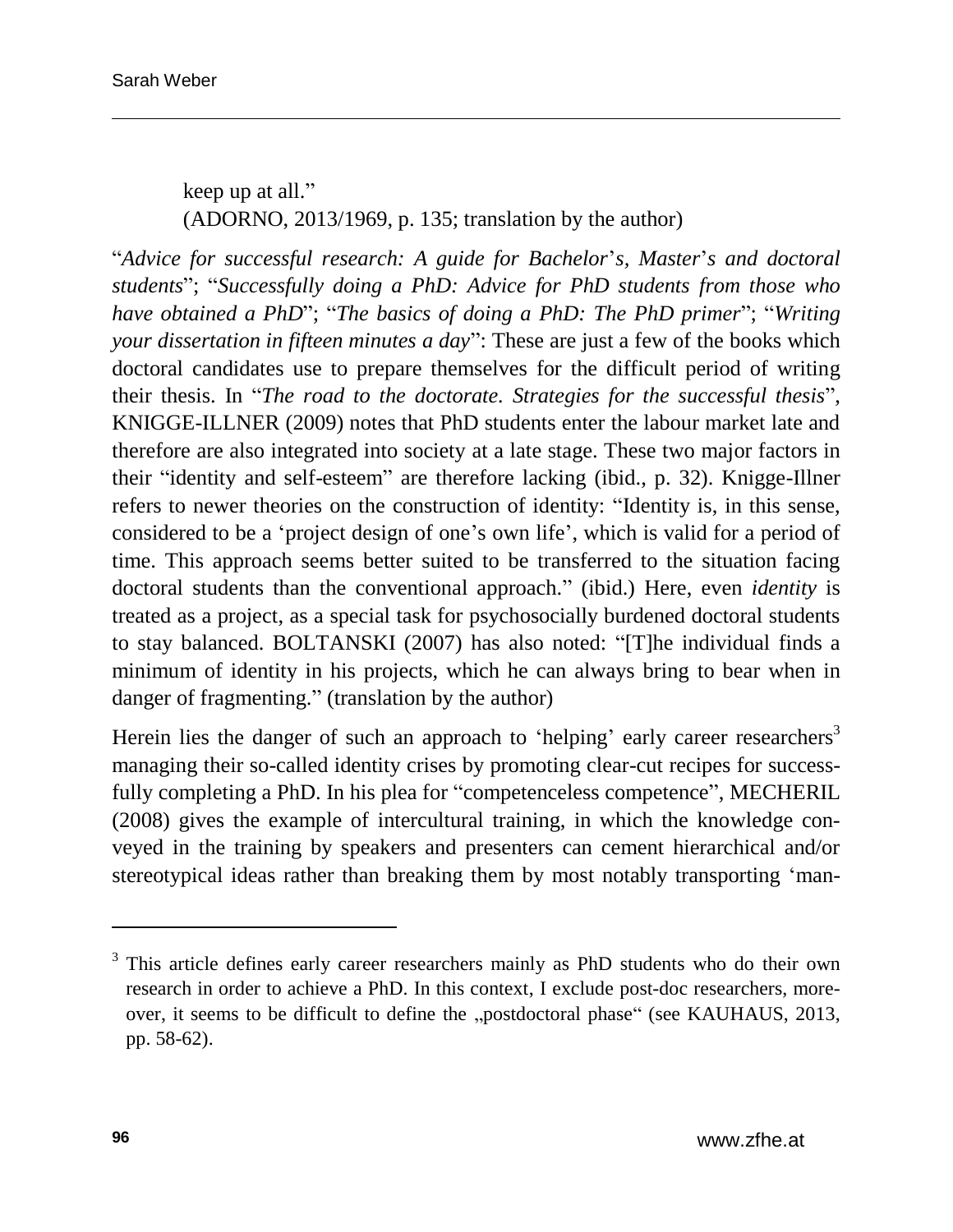> keep up at all."
> (ADORNO, 2013/1969, p. 135; translation by the author)

"*Advice for successful research: A guide for Bachelor*'*s, Master*'*s and doctoral students*"; "*Successfully doing a PhD: Advice for PhD students from those who have obtained a PhD*"; "*The basics of doing a PhD: The PhD primer*"; "*Writing your dissertation in fifteen minutes a day*": These are just a few of the books which doctoral candidates use to prepare themselves for the difficult period of writing their thesis. In "*The road to the doctorate. Strategies for the successful thesis*", KNIGGE-ILLNER (2009) notes that PhD students enter the labour market late and therefore are also integrated into society at a late stage. These two major factors in their "identity and self-esteem" are therefore lacking (ibid., p. 32). Knigge-Illner refers to newer theories on the construction of identity: "Identity is, in this sense, considered to be a 'project design of one's own life', which is valid for a period of time. This approach seems better suited to be transferred to the situation facing doctoral students than the conventional approach." (ibid.) Here, even *identity* is treated as a project, as a special task for psychosocially burdened doctoral students to stay balanced. BOLTANSKI (2007) has also noted: "[T]he individual finds a minimum of identity in his projects, which he can always bring to bear when in danger of fragmenting." (translation by the author)

Herein lies the danger of such an approach to 'helping' early career researchers[3] managing their so-called identity crises by promoting clear-cut recipes for successfully completing a PhD. In his plea for "competenceless competence", MECHERIL (2008) gives the example of intercultural training, in which the knowledge conveyed in the training by speakers and presenters can cement hierarchical and/or stereotypical ideas rather than breaking them by most notably transporting 'man-

---

[3] This article defines early career researchers mainly as PhD students who do their own research in order to achieve a PhD. In this context, I exclude post-doc researchers, moreover, it seems to be difficult to define the „postdoctoral phase" (see KAUHAUS, 2013, pp. 58-62).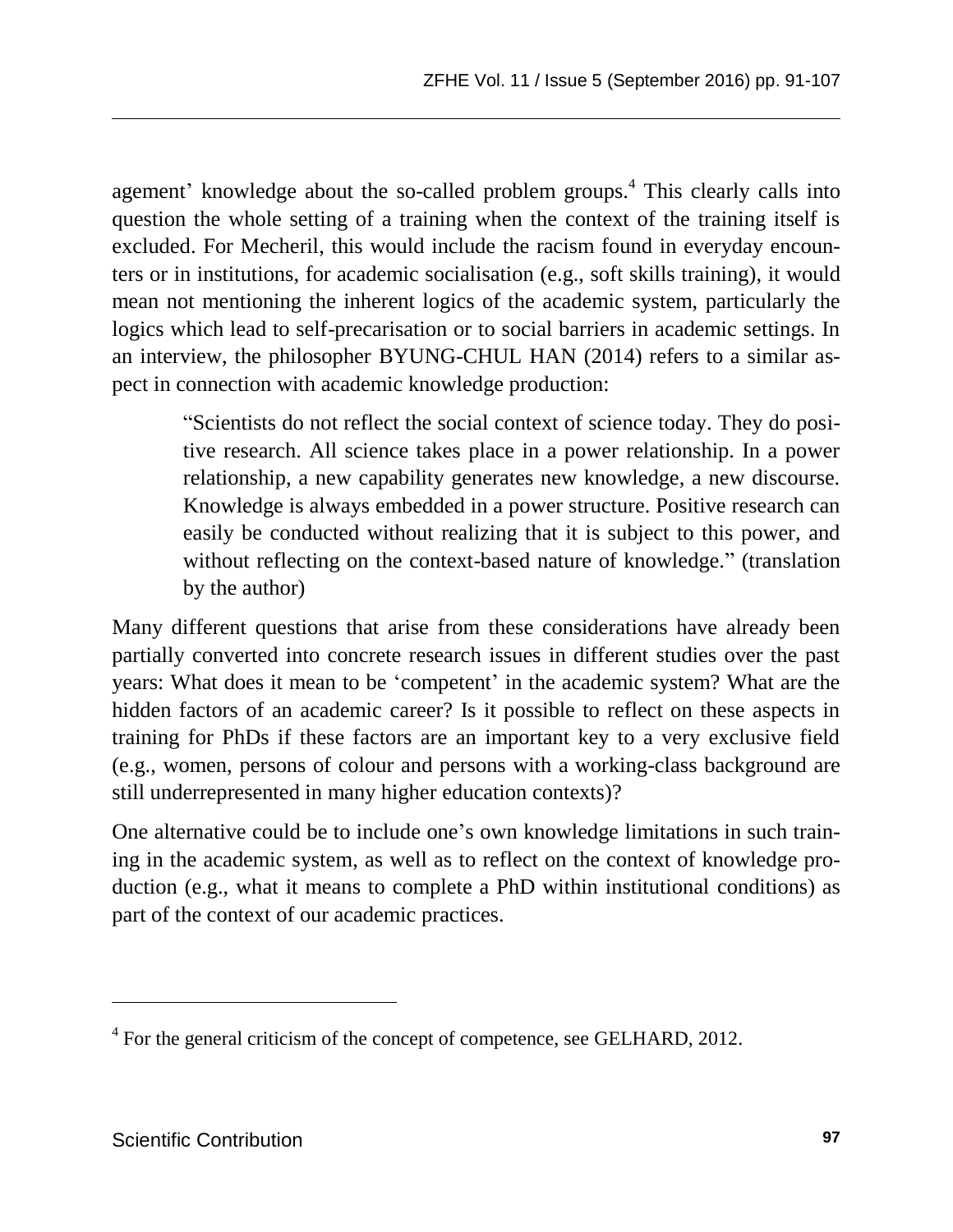agement' knowledge about the so-called problem groups.[4] This clearly calls into question the whole setting of a training when the context of the training itself is excluded. For Mecheril, this would include the racism found in everyday encounters or in institutions, for academic socialisation (e.g., soft skills training), it would mean not mentioning the inherent logics of the academic system, particularly the logics which lead to self-precarisation or to social barriers in academic settings. In an interview, the philosopher BYUNG-CHUL HAN (2014) refers to a similar aspect in connection with academic knowledge production:

> "Scientists do not reflect the social context of science today. They do positive research. All science takes place in a power relationship. In a power relationship, a new capability generates new knowledge, a new discourse. Knowledge is always embedded in a power structure. Positive research can easily be conducted without realizing that it is subject to this power, and without reflecting on the context-based nature of knowledge." (translation by the author)

Many different questions that arise from these considerations have already been partially converted into concrete research issues in different studies over the past years: What does it mean to be 'competent' in the academic system? What are the hidden factors of an academic career? Is it possible to reflect on these aspects in training for PhDs if these factors are an important key to a very exclusive field (e.g., women, persons of colour and persons with a working-class background are still underrepresented in many higher education contexts)?

One alternative could be to include one's own knowledge limitations in such training in the academic system, as well as to reflect on the context of knowledge production (e.g., what it means to complete a PhD within institutional conditions) as part of the context of our academic practices.

---

[4] For the general criticism of the concept of competence, see GELHARD, 2012.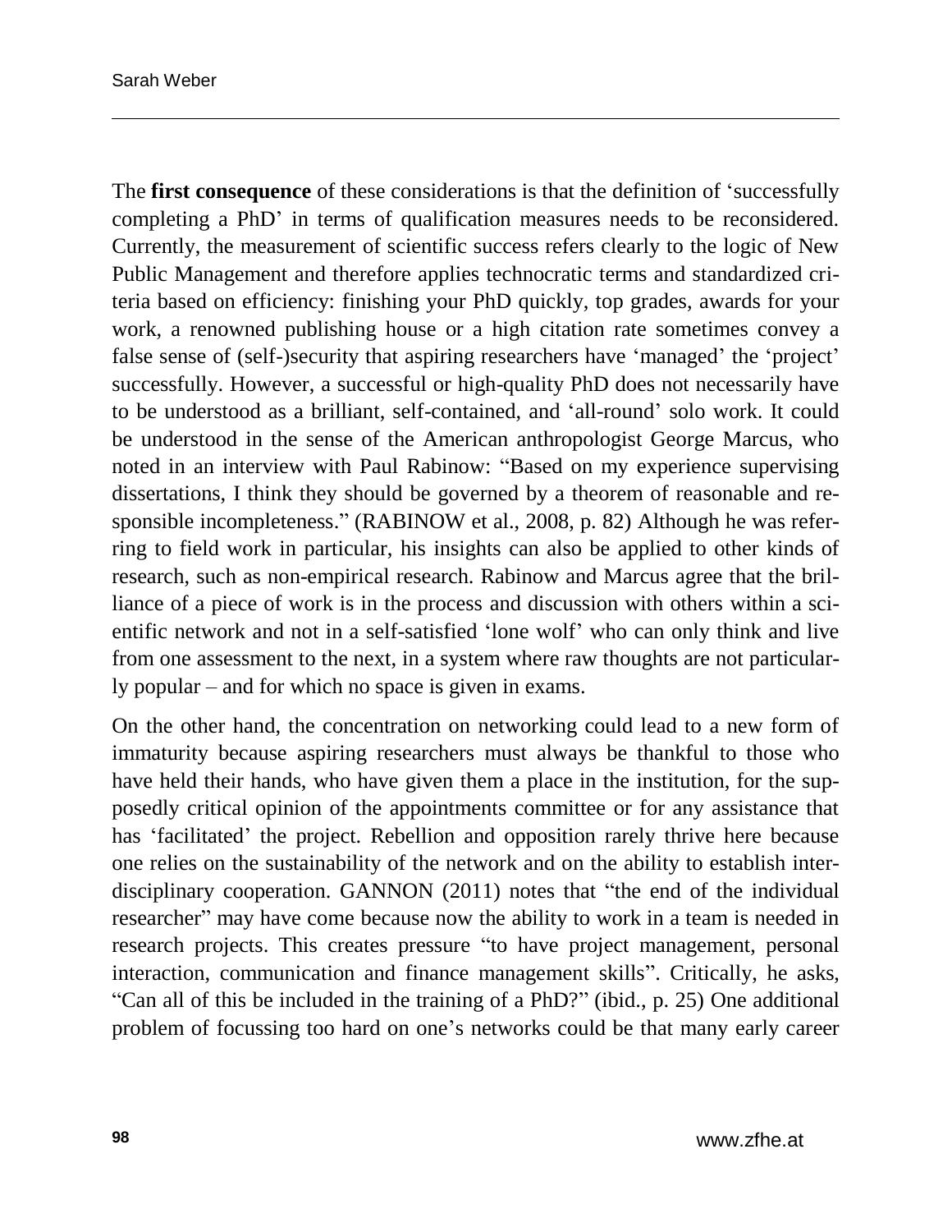The **first consequence** of these considerations is that the definition of 'successfully completing a PhD' in terms of qualification measures needs to be reconsidered. Currently, the measurement of scientific success refers clearly to the logic of New Public Management and therefore applies technocratic terms and standardized criteria based on efficiency: finishing your PhD quickly, top grades, awards for your work, a renowned publishing house or a high citation rate sometimes convey a false sense of (self-)security that aspiring researchers have 'managed' the 'project' successfully. However, a successful or high-quality PhD does not necessarily have to be understood as a brilliant, self-contained, and 'all-round' solo work. It could be understood in the sense of the American anthropologist George Marcus, who noted in an interview with Paul Rabinow: "Based on my experience supervising dissertations, I think they should be governed by a theorem of reasonable and responsible incompleteness." (RABINOW et al., 2008, p. 82) Although he was referring to field work in particular, his insights can also be applied to other kinds of research, such as non-empirical research. Rabinow and Marcus agree that the brilliance of a piece of work is in the process and discussion with others within a scientific network and not in a self-satisfied 'lone wolf' who can only think and live from one assessment to the next, in a system where raw thoughts are not particularly popular – and for which no space is given in exams.

On the other hand, the concentration on networking could lead to a new form of immaturity because aspiring researchers must always be thankful to those who have held their hands, who have given them a place in the institution, for the supposedly critical opinion of the appointments committee or for any assistance that has 'facilitated' the project. Rebellion and opposition rarely thrive here because one relies on the sustainability of the network and on the ability to establish interdisciplinary cooperation. GANNON (2011) notes that "the end of the individual researcher" may have come because now the ability to work in a team is needed in research projects. This creates pressure "to have project management, personal interaction, communication and finance management skills". Critically, he asks, "Can all of this be included in the training of a PhD?" (ibid., p. 25) One additional problem of focussing too hard on one's networks could be that many early career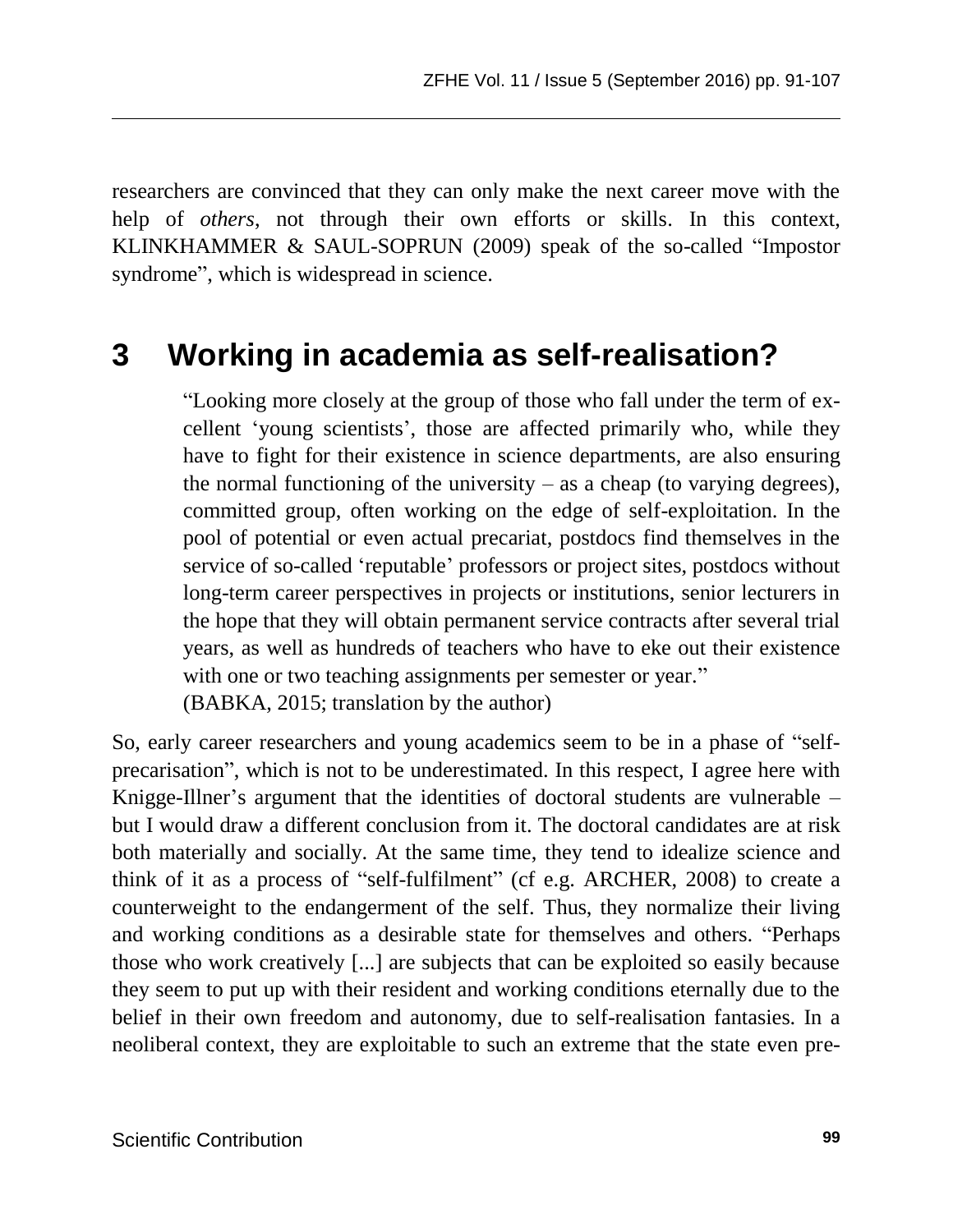researchers are convinced that they can only make the next career move with the help of *others*, not through their own efforts or skills. In this context, KLINKHAMMER & SAUL-SOPRUN (2009) speak of the so-called “Impostor syndrome”, which is widespread in science.

# 3 Working in academia as self-realisation?

> “Looking more closely at the group of those who fall under the term of excellent ‘young scientists’, those are affected primarily who, while they have to fight for their existence in science departments, are also ensuring the normal functioning of the university – as a cheap (to varying degrees), committed group, often working on the edge of self-exploitation. In the pool of potential or even actual precariat, postdocs find themselves in the service of so-called ‘reputable’ professors or project sites, postdocs without long-term career perspectives in projects or institutions, senior lecturers in the hope that they will obtain permanent service contracts after several trial years, as well as hundreds of teachers who have to eke out their existence with one or two teaching assignments per semester or year.”
> (BABKA, 2015; translation by the author)

So, early career researchers and young academics seem to be in a phase of “self-precarisation”, which is not to be underestimated. In this respect, I agree here with Knigge-Illner’s argument that the identities of doctoral students are vulnerable – but I would draw a different conclusion from it. The doctoral candidates are at risk both materially and socially. At the same time, they tend to idealize science and think of it as a process of “self-fulfilment” (cf e.g. ARCHER, 2008) to create a counterweight to the endangerment of the self. Thus, they normalize their living and working conditions as a desirable state for themselves and others. “Perhaps those who work creatively [...] are subjects that can be exploited so easily because they seem to put up with their resident and working conditions eternally due to the belief in their own freedom and autonomy, due to self-realisation fantasies. In a neoliberal context, they are exploitable to such an extreme that the state even pre-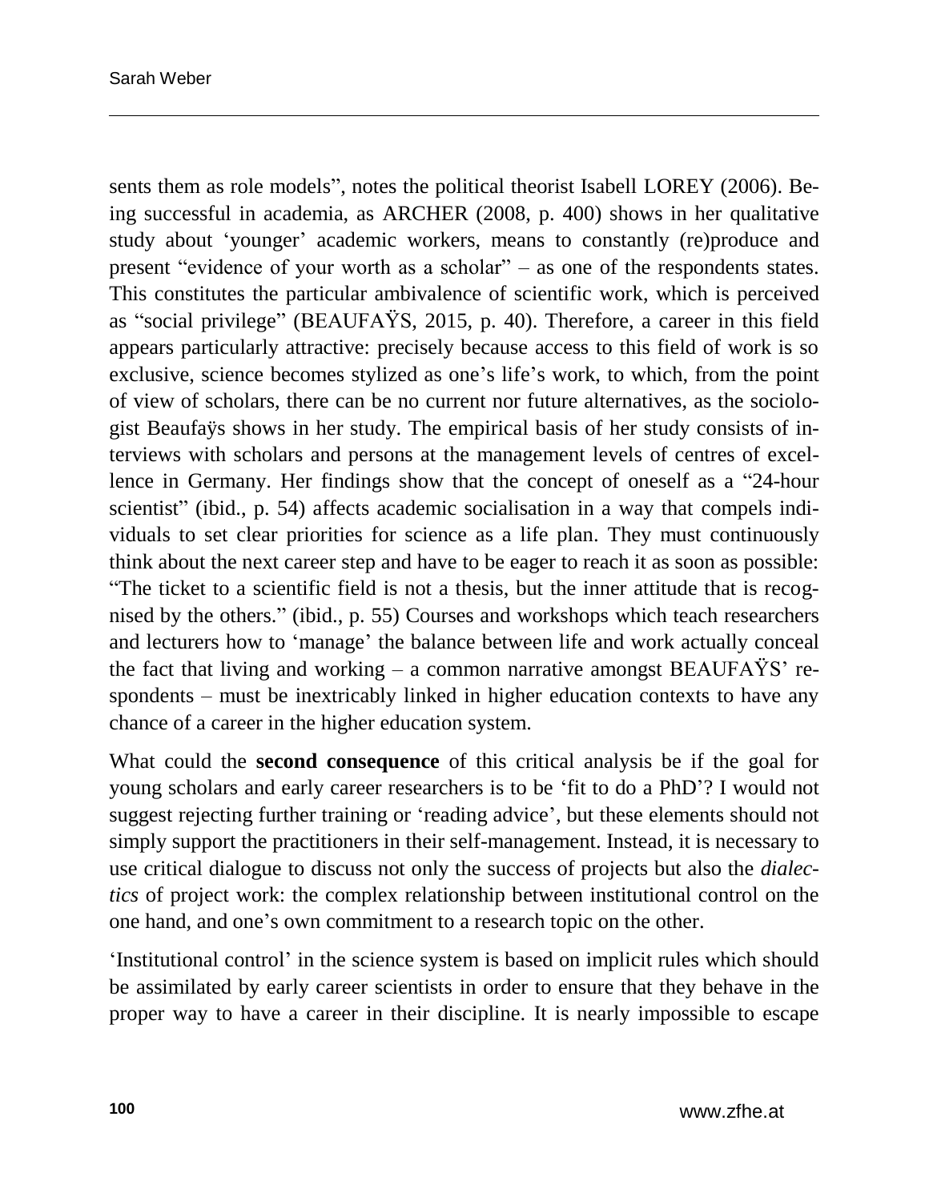sents them as role models", notes the political theorist Isabell LOREY (2006). Being successful in academia, as ARCHER (2008, p. 400) shows in her qualitative study about 'younger' academic workers, means to constantly (re)produce and present "evidence of your worth as a scholar" – as one of the respondents states. This constitutes the particular ambivalence of scientific work, which is perceived as "social privilege" (BEAUFAŸS, 2015, p. 40). Therefore, a career in this field appears particularly attractive: precisely because access to this field of work is so exclusive, science becomes stylized as one's life's work, to which, from the point of view of scholars, there can be no current nor future alternatives, as the sociologist Beaufaÿs shows in her study. The empirical basis of her study consists of interviews with scholars and persons at the management levels of centres of excellence in Germany. Her findings show that the concept of oneself as a "24-hour scientist" (ibid., p. 54) affects academic socialisation in a way that compels individuals to set clear priorities for science as a life plan. They must continuously think about the next career step and have to be eager to reach it as soon as possible: "The ticket to a scientific field is not a thesis, but the inner attitude that is recognised by the others." (ibid., p. 55) Courses and workshops which teach researchers and lecturers how to 'manage' the balance between life and work actually conceal the fact that living and working – a common narrative amongst BEAUFAŸS' respondents – must be inextricably linked in higher education contexts to have any chance of a career in the higher education system.

What could the **second consequence** of this critical analysis be if the goal for young scholars and early career researchers is to be 'fit to do a PhD'? I would not suggest rejecting further training or 'reading advice', but these elements should not simply support the practitioners in their self-management. Instead, it is necessary to use critical dialogue to discuss not only the success of projects but also the *dialectics* of project work: the complex relationship between institutional control on the one hand, and one's own commitment to a research topic on the other.

'Institutional control' in the science system is based on implicit rules which should be assimilated by early career scientists in order to ensure that they behave in the proper way to have a career in their discipline. It is nearly impossible to escape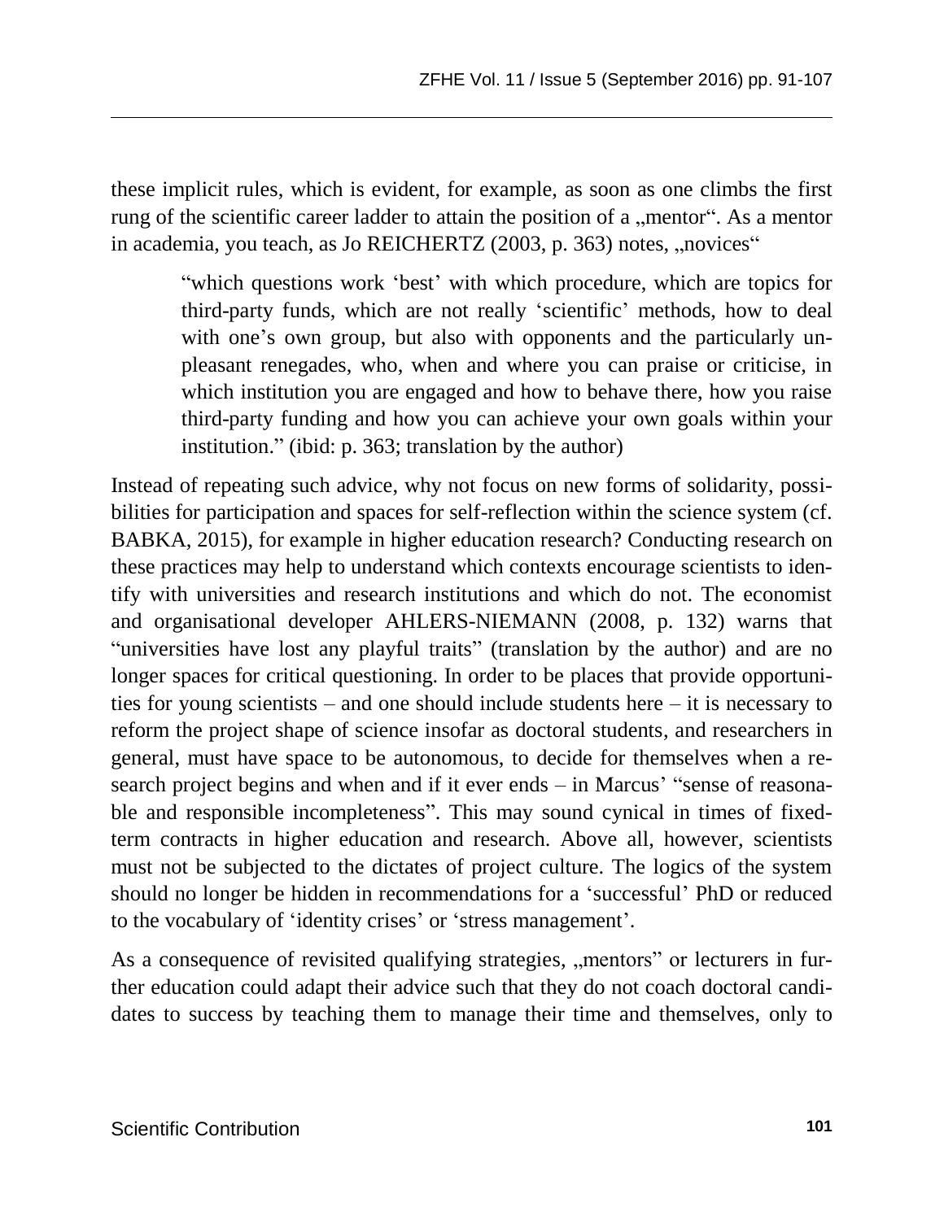these implicit rules, which is evident, for example, as soon as one climbs the first rung of the scientific career ladder to attain the position of a „mentor". As a mentor in academia, you teach, as Jo REICHERTZ (2003, p. 363) notes, „novices"

> "which questions work 'best' with which procedure, which are topics for third-party funds, which are not really 'scientific' methods, how to deal with one's own group, but also with opponents and the particularly unpleasant renegades, who, when and where you can praise or criticise, in which institution you are engaged and how to behave there, how you raise third-party funding and how you can achieve your own goals within your institution." (ibid: p. 363; translation by the author)

Instead of repeating such advice, why not focus on new forms of solidarity, possibilities for participation and spaces for self-reflection within the science system (cf. BABKA, 2015), for example in higher education research? Conducting research on these practices may help to understand which contexts encourage scientists to identify with universities and research institutions and which do not. The economist and organisational developer AHLERS-NIEMANN (2008, p. 132) warns that "universities have lost any playful traits" (translation by the author) and are no longer spaces for critical questioning. In order to be places that provide opportunities for young scientists – and one should include students here – it is necessary to reform the project shape of science insofar as doctoral students, and researchers in general, must have space to be autonomous, to decide for themselves when a research project begins and when and if it ever ends – in Marcus' "sense of reasonable and responsible incompleteness". This may sound cynical in times of fixed-term contracts in higher education and research. Above all, however, scientists must not be subjected to the dictates of project culture. The logics of the system should no longer be hidden in recommendations for a 'successful' PhD or reduced to the vocabulary of 'identity crises' or 'stress management'.

As a consequence of revisited qualifying strategies, „mentors" or lecturers in further education could adapt their advice such that they do not coach doctoral candidates to success by teaching them to manage their time and themselves, only to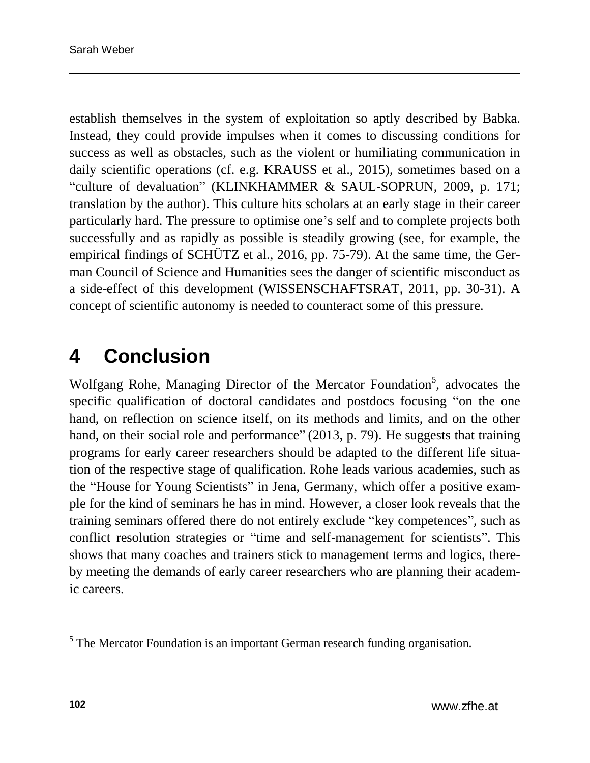establish themselves in the system of exploitation so aptly described by Babka. Instead, they could provide impulses when it comes to discussing conditions for success as well as obstacles, such as the violent or humiliating communication in daily scientific operations (cf. e.g. KRAUSS et al., 2015), sometimes based on a "culture of devaluation" (KLINKHAMMER & SAUL-SOPRUN, 2009, p. 171; translation by the author). This culture hits scholars at an early stage in their career particularly hard. The pressure to optimise one's self and to complete projects both successfully and as rapidly as possible is steadily growing (see, for example, the empirical findings of SCHÜTZ et al., 2016, pp. 75-79). At the same time, the German Council of Science and Humanities sees the danger of scientific misconduct as a side-effect of this development (WISSENSCHAFTSRAT, 2011, pp. 30-31). A concept of scientific autonomy is needed to counteract some of this pressure.

# 4 Conclusion

Wolfgang Rohe, Managing Director of the Mercator Foundation[5], advocates the specific qualification of doctoral candidates and postdocs focusing "on the one hand, on reflection on science itself, on its methods and limits, and on the other hand, on their social role and performance" (2013, p. 79). He suggests that training programs for early career researchers should be adapted to the different life situation of the respective stage of qualification. Rohe leads various academies, such as the "House for Young Scientists" in Jena, Germany, which offer a positive example for the kind of seminars he has in mind. However, a closer look reveals that the training seminars offered there do not entirely exclude "key competences", such as conflict resolution strategies or "time and self-management for scientists". This shows that many coaches and trainers stick to management terms and logics, thereby meeting the demands of early career researchers who are planning their academic careers.

[5] The Mercator Foundation is an important German research funding organisation.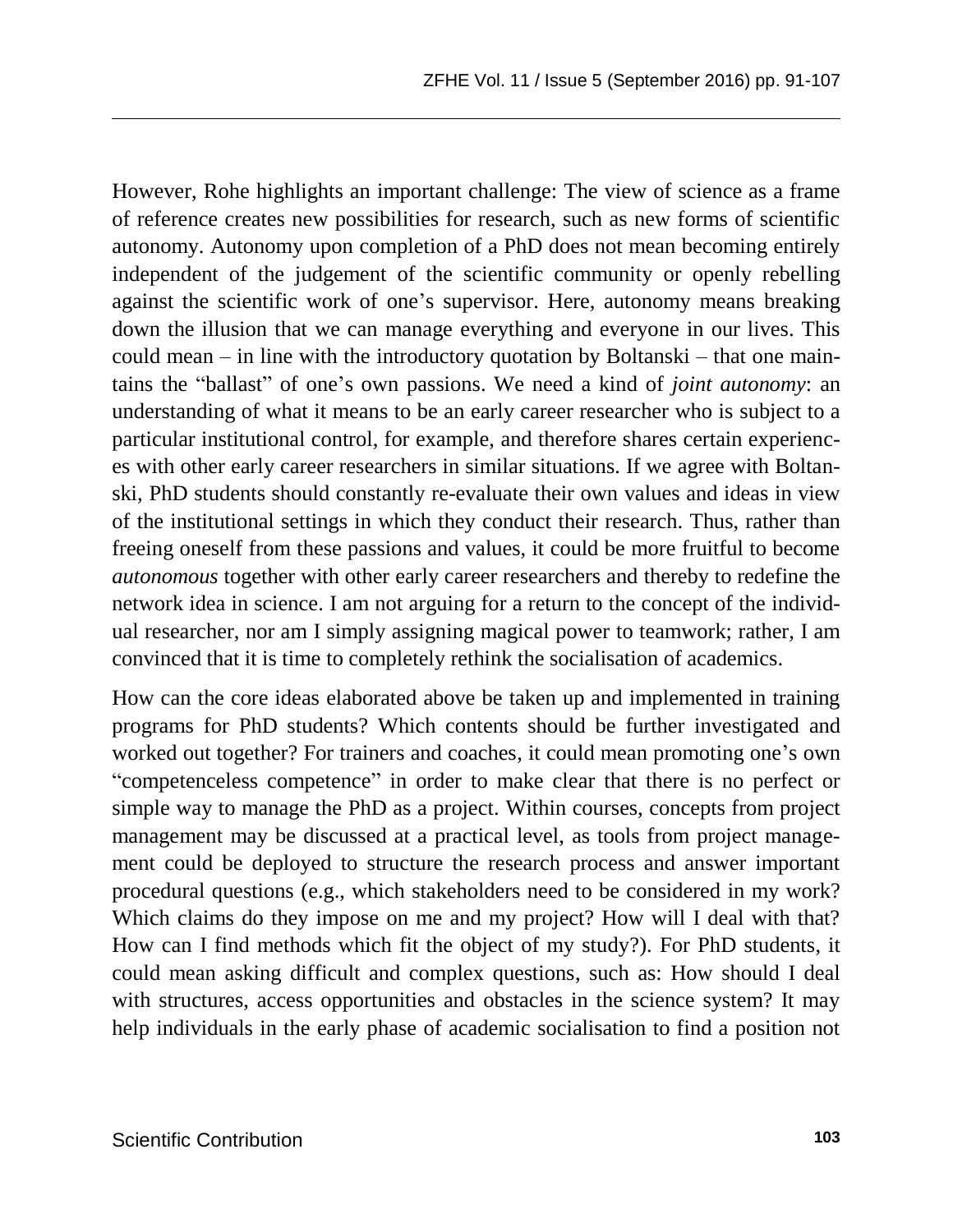However, Rohe highlights an important challenge: The view of science as a frame of reference creates new possibilities for research, such as new forms of scientific autonomy. Autonomy upon completion of a PhD does not mean becoming entirely independent of the judgement of the scientific community or openly rebelling against the scientific work of one's supervisor. Here, autonomy means breaking down the illusion that we can manage everything and everyone in our lives. This could mean – in line with the introductory quotation by Boltanski – that one maintains the "ballast" of one's own passions. We need a kind of *joint autonomy*: an understanding of what it means to be an early career researcher who is subject to a particular institutional control, for example, and therefore shares certain experiences with other early career researchers in similar situations. If we agree with Boltanski, PhD students should constantly re-evaluate their own values and ideas in view of the institutional settings in which they conduct their research. Thus, rather than freeing oneself from these passions and values, it could be more fruitful to become *autonomous* together with other early career researchers and thereby to redefine the network idea in science. I am not arguing for a return to the concept of the individual researcher, nor am I simply assigning magical power to teamwork; rather, I am convinced that it is time to completely rethink the socialisation of academics.

How can the core ideas elaborated above be taken up and implemented in training programs for PhD students? Which contents should be further investigated and worked out together? For trainers and coaches, it could mean promoting one's own "competenceless competence" in order to make clear that there is no perfect or simple way to manage the PhD as a project. Within courses, concepts from project management may be discussed at a practical level, as tools from project management could be deployed to structure the research process and answer important procedural questions (e.g., which stakeholders need to be considered in my work? Which claims do they impose on me and my project? How will I deal with that? How can I find methods which fit the object of my study?). For PhD students, it could mean asking difficult and complex questions, such as: How should I deal with structures, access opportunities and obstacles in the science system? It may help individuals in the early phase of academic socialisation to find a position not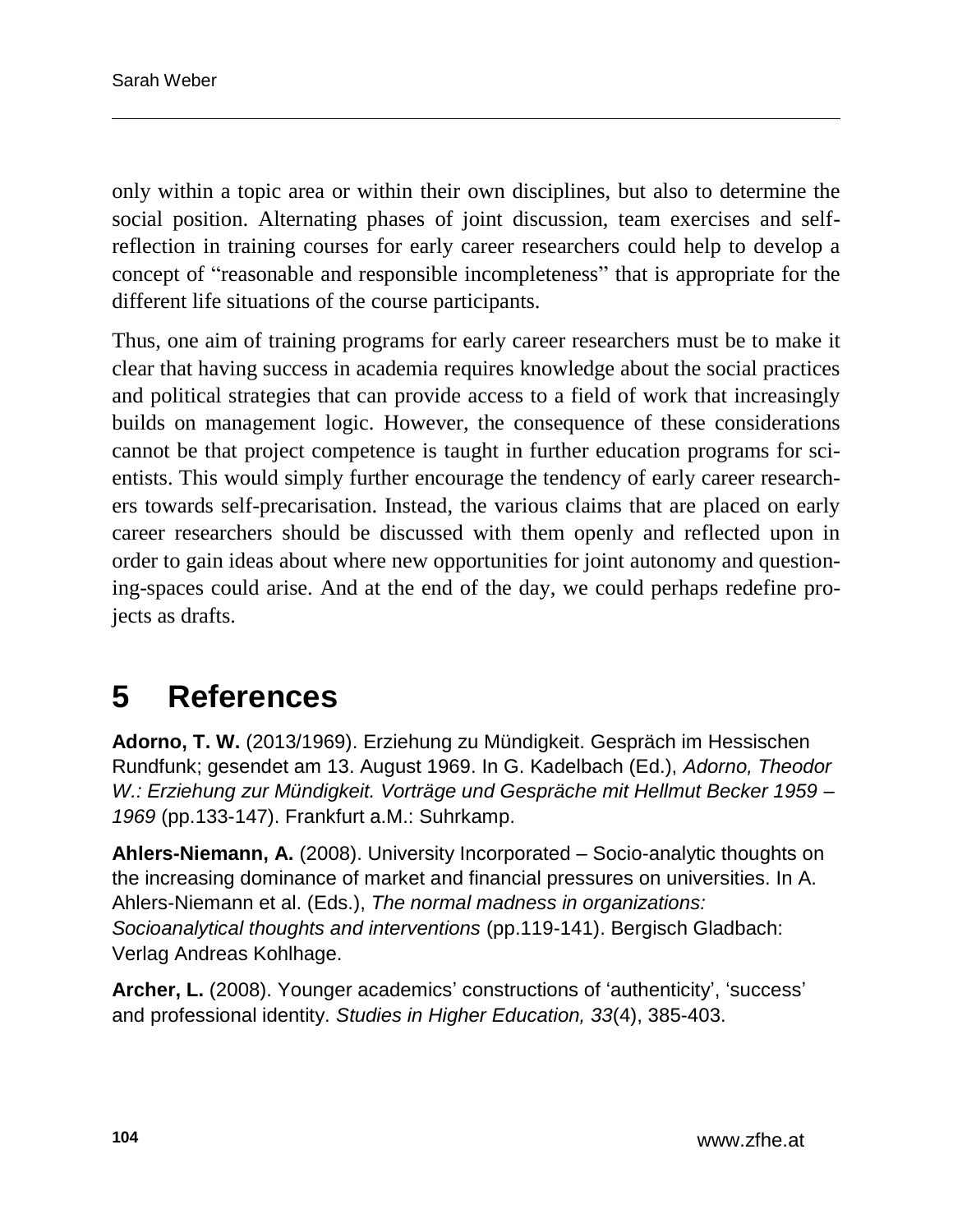only within a topic area or within their own disciplines, but also to determine the social position. Alternating phases of joint discussion, team exercises and self-reflection in training courses for early career researchers could help to develop a concept of "reasonable and responsible incompleteness" that is appropriate for the different life situations of the course participants.

Thus, one aim of training programs for early career researchers must be to make it clear that having success in academia requires knowledge about the social practices and political strategies that can provide access to a field of work that increasingly builds on management logic. However, the consequence of these considerations cannot be that project competence is taught in further education programs for scientists. This would simply further encourage the tendency of early career researchers towards self-precarisation. Instead, the various claims that are placed on early career researchers should be discussed with them openly and reflected upon in order to gain ideas about where new opportunities for joint autonomy and questioning-spaces could arise. And at the end of the day, we could perhaps redefine projects as drafts.

# 5 References

**Adorno, T. W.** (2013/1969). Erziehung zu Mündigkeit. Gespräch im Hessischen Rundfunk; gesendet am 13. August 1969. In G. Kadelbach (Ed.), *Adorno, Theodor W.: Erziehung zur Mündigkeit. Vorträge und Gespräche mit Hellmut Becker 1959 – 1969* (pp.133-147). Frankfurt a.M.: Suhrkamp.

**Ahlers-Niemann, A.** (2008). University Incorporated – Socio-analytic thoughts on the increasing dominance of market and financial pressures on universities. In A. Ahlers-Niemann et al. (Eds.), *The normal madness in organizations: Socioanalytical thoughts and interventions* (pp.119-141). Bergisch Gladbach: Verlag Andreas Kohlhage.

**Archer, L.** (2008). Younger academics' constructions of 'authenticity', 'success' and professional identity. *Studies in Higher Education, 33*(4), 385-403.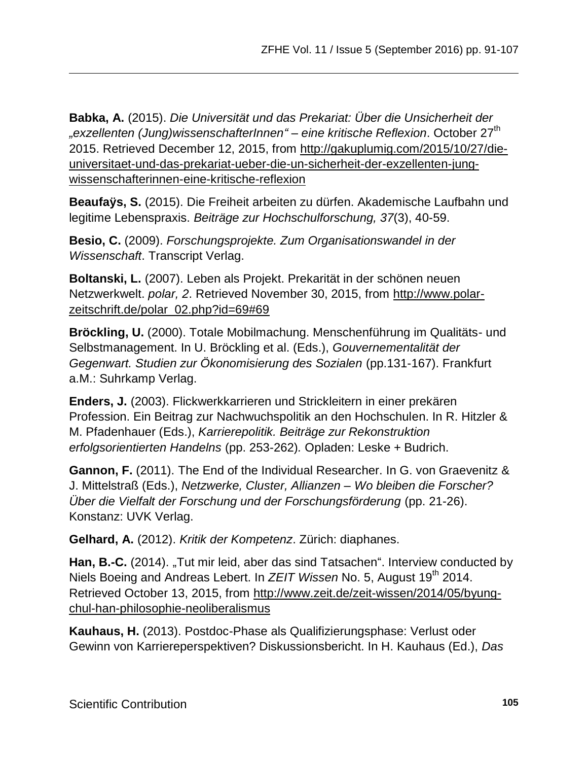**Babka, A.** (2015). *Die Universität und das Prekariat: Über die Unsicherheit der „exzellenten (Jung)wissenschafterInnen" – eine kritische Reflexion*. October 27th 2015. Retrieved December 12, 2015, from http://gakuplumig.com/2015/10/27/die-universitaet-und-das-prekariat-ueber-die-un-sicherheit-der-exzellenten-jung-wissenschafterinnen-eine-kritische-reflexion

**Beaufaÿs, S.** (2015). Die Freiheit arbeiten zu dürfen. Akademische Laufbahn und legitime Lebenspraxis. *Beiträge zur Hochschulforschung, 37*(3), 40-59.

**Besio, C.** (2009). *Forschungsprojekte. Zum Organisationswandel in der Wissenschaft*. Transcript Verlag.

**Boltanski, L.** (2007). Leben als Projekt. Prekarität in der schönen neuen Netzwerkwelt. *polar, 2*. Retrieved November 30, 2015, from http://www.polar-zeitschrift.de/polar_02.php?id=69#69

**Bröckling, U.** (2000). Totale Mobilmachung. Menschenführung im Qualitäts- und Selbstmanagement. In U. Bröckling et al. (Eds.), *Gouvernementalität der Gegenwart. Studien zur Ökonomisierung des Sozialen* (pp.131-167). Frankfurt a.M.: Suhrkamp Verlag.

**Enders, J.** (2003). Flickwerkkarrieren und Strickleitern in einer prekären Profession. Ein Beitrag zur Nachwuchspolitik an den Hochschulen. In R. Hitzler & M. Pfadenhauer (Eds.), *Karrierepolitik. Beiträge zur Rekonstruktion erfolgsorientierten Handelns* (pp. 253-262). Opladen: Leske + Budrich.

**Gannon, F.** (2011). The End of the Individual Researcher. In G. von Graevenitz & J. Mittelstraß (Eds.), *Netzwerke, Cluster, Allianzen – Wo bleiben die Forscher? Über die Vielfalt der Forschung und der Forschungsförderung* (pp. 21-26). Konstanz: UVK Verlag.

**Gelhard, A.** (2012). *Kritik der Kompetenz*. Zürich: diaphanes.

**Han, B.-C.** (2014). „Tut mir leid, aber das sind Tatsachen". Interview conducted by Niels Boeing and Andreas Lebert. In *ZEIT Wissen* No. 5, August 19th 2014. Retrieved October 13, 2015, from http://www.zeit.de/zeit-wissen/2014/05/byung-chul-han-philosophie-neoliberalismus

**Kauhaus, H.** (2013). Postdoc-Phase als Qualifizierungsphase: Verlust oder Gewinn von Karriereperspektiven? Diskussionsbericht. In H. Kauhaus (Ed.), *Das*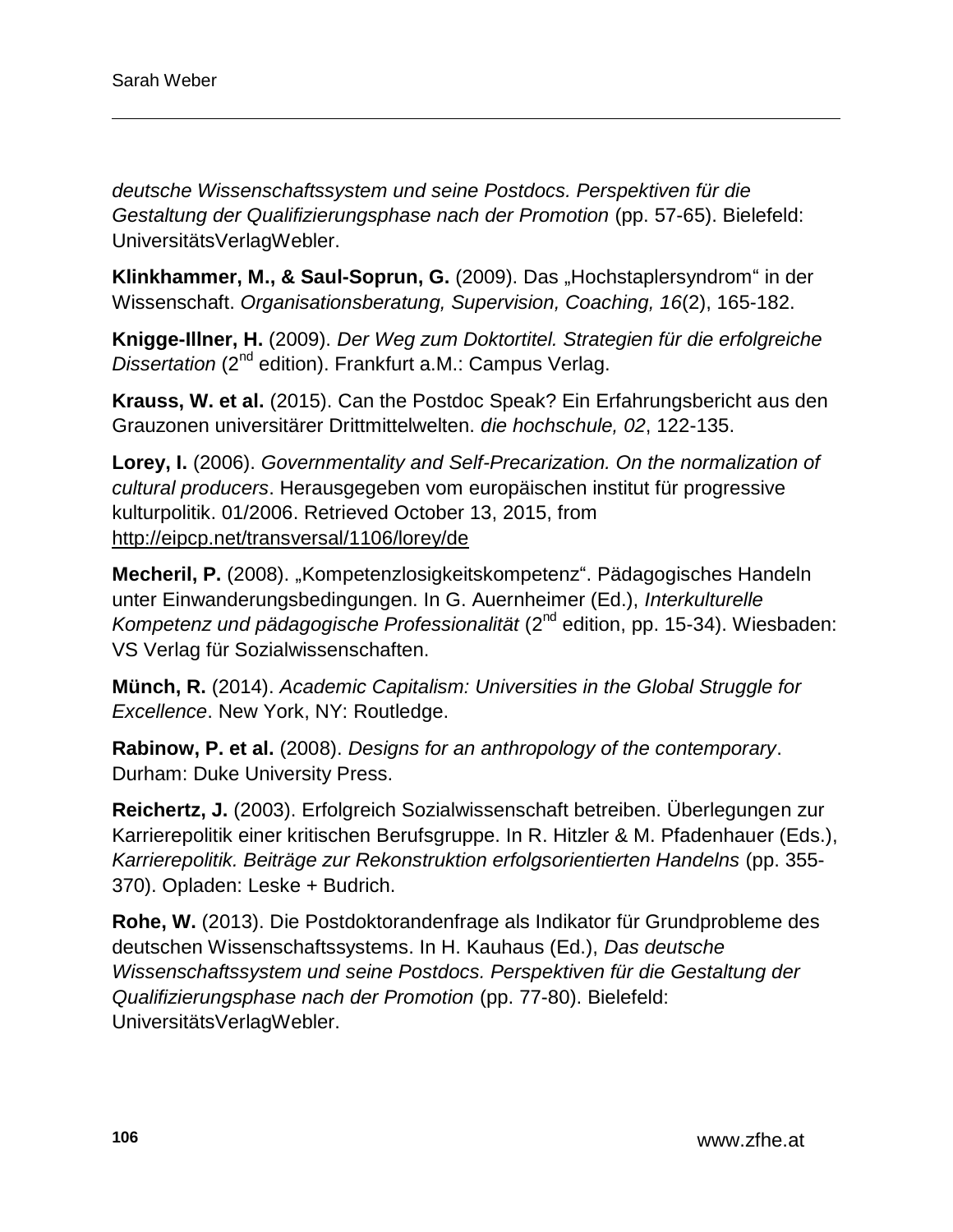*deutsche Wissenschaftssystem und seine Postdocs. Perspektiven für die Gestaltung der Qualifizierungsphase nach der Promotion* (pp. 57-65). Bielefeld: UniversitätsVerlagWebler.

**Klinkhammer, M., & Saul-Soprun, G.** (2009). Das „Hochstaplersyndrom" in der Wissenschaft. *Organisationsberatung, Supervision, Coaching, 16*(2), 165-182.

**Knigge-Illner, H.** (2009). *Der Weg zum Doktortitel. Strategien für die erfolgreiche Dissertation* (2nd edition). Frankfurt a.M.: Campus Verlag.

**Krauss, W. et al.** (2015). Can the Postdoc Speak? Ein Erfahrungsbericht aus den Grauzonen universitärer Drittmittelwelten. *die hochschule, 02*, 122-135.

**Lorey, I.** (2006). *Governmentality and Self-Precarization. On the normalization of cultural producers*. Herausgegeben vom europäischen institut für progressive kulturpolitik. 01/2006. Retrieved October 13, 2015, from http://eipcp.net/transversal/1106/lorey/de

**Mecheril, P.** (2008). „Kompetenzlosigkeitskompetenz". Pädagogisches Handeln unter Einwanderungsbedingungen. In G. Auernheimer (Ed.), *Interkulturelle Kompetenz und pädagogische Professionalität* (2nd edition, pp. 15-34). Wiesbaden: VS Verlag für Sozialwissenschaften.

**Münch, R.** (2014). *Academic Capitalism: Universities in the Global Struggle for Excellence*. New York, NY: Routledge.

**Rabinow, P. et al.** (2008). *Designs for an anthropology of the contemporary*. Durham: Duke University Press.

**Reichertz, J.** (2003). Erfolgreich Sozialwissenschaft betreiben. Überlegungen zur Karrierepolitik einer kritischen Berufsgruppe. In R. Hitzler & M. Pfadenhauer (Eds.), *Karrierepolitik. Beiträge zur Rekonstruktion erfolgsorientierten Handelns* (pp. 355-370). Opladen: Leske + Budrich.

**Rohe, W.** (2013). Die Postdoktorandenfrage als Indikator für Grundprobleme des deutschen Wissenschaftssystems. In H. Kauhaus (Ed.), *Das deutsche Wissenschaftssystem und seine Postdocs. Perspektiven für die Gestaltung der Qualifizierungsphase nach der Promotion* (pp. 77-80). Bielefeld: UniversitätsVerlagWebler.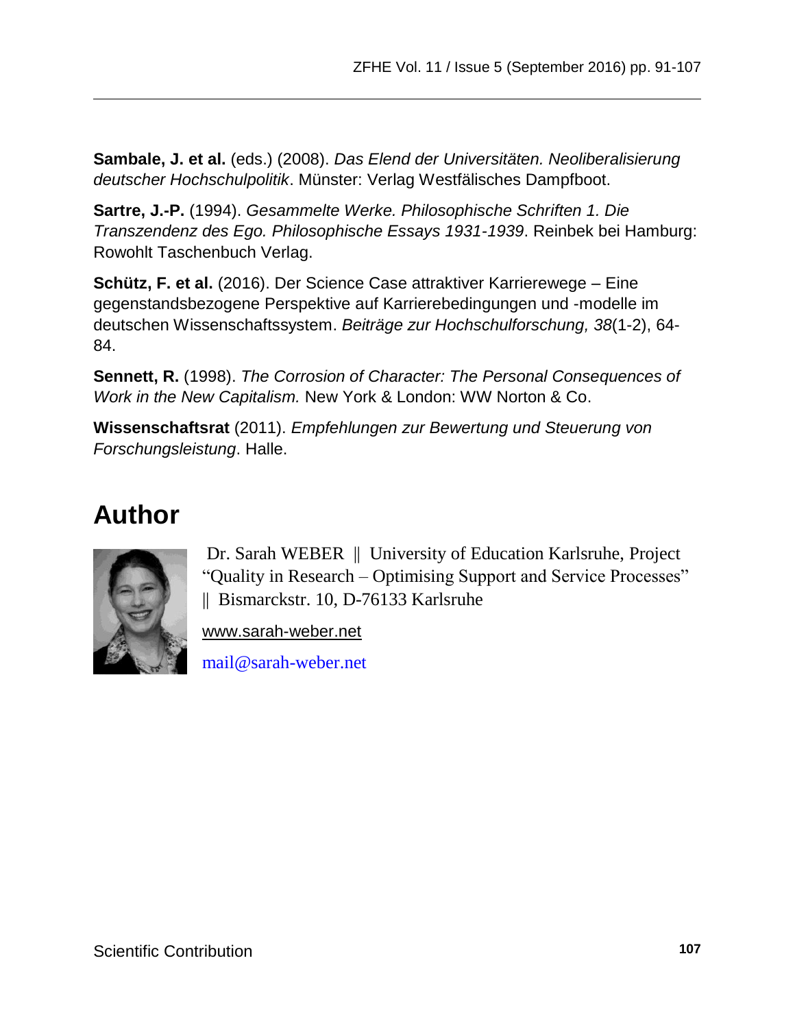**Sambale, J. et al.** (eds.) (2008). *Das Elend der Universitäten. Neoliberalisierung deutscher Hochschulpolitik*. Münster: Verlag Westfälisches Dampfboot.

**Sartre, J.-P.** (1994). *Gesammelte Werke. Philosophische Schriften 1. Die Transzendenz des Ego. Philosophische Essays 1931-1939*. Reinbek bei Hamburg: Rowohlt Taschenbuch Verlag.

**Schütz, F. et al.** (2016). Der Science Case attraktiver Karrierewege – Eine gegenstandsbezogene Perspektive auf Karrierebedingungen und -modelle im deutschen Wissenschaftssystem. *Beiträge zur Hochschulforschung, 38*(1-2), 64-84.

**Sennett, R.** (1998). *The Corrosion of Character: The Personal Consequences of Work in the New Capitalism.* New York & London: WW Norton & Co.

**Wissenschaftsrat** (2011). *Empfehlungen zur Bewertung und Steuerung von Forschungsleistung*. Halle.

# Author

Dr. Sarah WEBER || University of Education Karlsruhe, Project "Quality in Research – Optimising Support and Service Processes" || Bismarckstr. 10, D-76133 Karlsruhe

www.sarah-weber.net

mail@sarah-weber.net